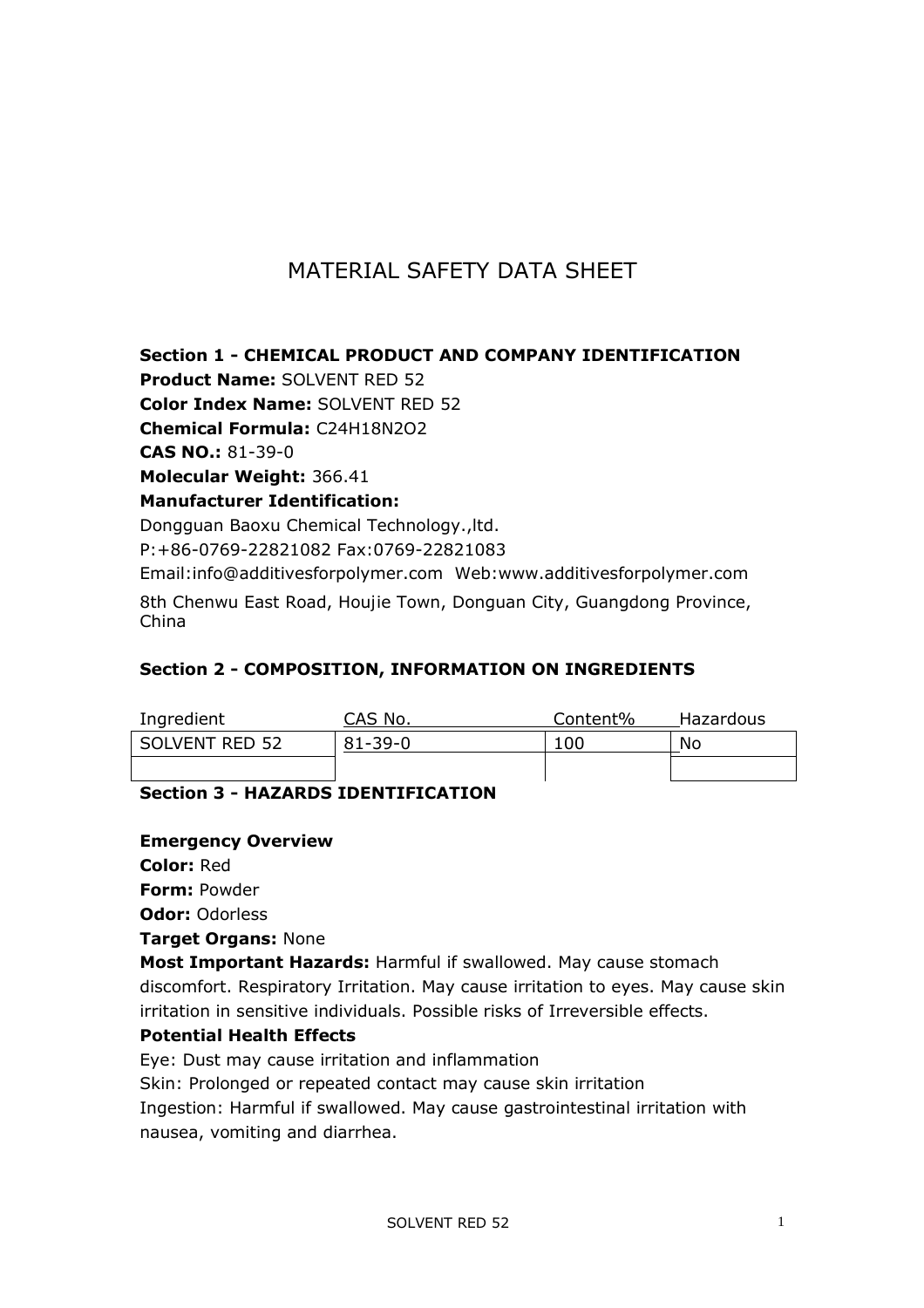# MATERIAL SAFETY DATA SHEET

**Section 1 - CHEMICAL PRODUCT AND COMPANY IDENTIFICATION**

**Product Name:** SOLVENT RED 52

**Color Index Name:** SOLVENT RED 52

**Chemical Formula:** $C_{24}H_{18}N_2O_2$

**CAS NO.:** 81-39-0

**Molecular Weight:** 366.41

**Manufacturer Identification:**

Dongguan Baoxu Chemical Technology.,ltd.

P:+86-0769-22821082 Fax:0769-22821083

Email:info@additivesforpolymer.com Web:www.additivesforpolymer.com

8th Chenwu East Road, Houjie Town, Donguan City, Guangdong Province, China

**Section 2 - COMPOSITION, INFORMATION ON INGREDIENTS**

| Ingredient | CAS No. | Content% | Hazardous |
|---|---|---|---|
| SOLVENT RED 52 | 81-39-0 | 100 | No |
| | | | |

**Section 3 - HAZARDS IDENTIFICATION**

**Emergency Overview**

**Color:** Red

**Form:** Powder

**Odor:** Odorless

**Target Organs:** None

**Most Important Hazards:** Harmful if swallowed. May cause stomach discomfort. Respiratory Irritation. May cause irritation to eyes. May cause skin irritation in sensitive individuals. Possible risks of Irreversible effects.

**Potential Health Effects**

Eye: Dust may cause irritation and inflammation

Skin: Prolonged or repeated contact may cause skin irritation

Ingestion: Harmful if swallowed. May cause gastrointestinal irritation with nausea, vomiting and diarrhea.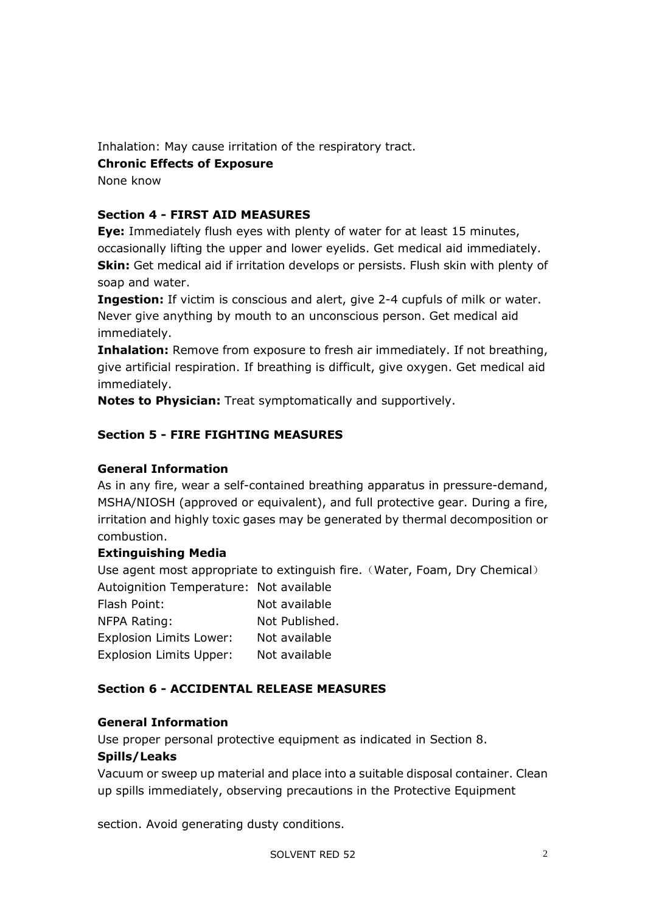Inhalation: May cause irritation of the respiratory tract.

**Chronic Effects of Exposure**

None know

## Section 4 - FIRST AID MEASURES

**Eye:** Immediately flush eyes with plenty of water for at least 15 minutes, occasionally lifting the upper and lower eyelids. Get medical aid immediately.

**Skin:** Get medical aid if irritation develops or persists. Flush skin with plenty of soap and water.

**Ingestion:** If victim is conscious and alert, give 2-4 cupfuls of milk or water. Never give anything by mouth to an unconscious person. Get medical aid immediately.

**Inhalation:** Remove from exposure to fresh air immediately. If not breathing, give artificial respiration. If breathing is difficult, give oxygen. Get medical aid immediately.

**Notes to Physician:** Treat symptomatically and supportively.

## Section 5 - FIRE FIGHTING MEASURES

**General Information**

As in any fire, wear a self-contained breathing apparatus in pressure-demand, MSHA/NIOSH (approved or equivalent), and full protective gear. During a fire, irritation and highly toxic gases may be generated by thermal decomposition or combustion.

**Extinguishing Media**

Use agent most appropriate to extinguish fire.（Water, Foam, Dry Chemical）

| | |
|---|---|
| Autoignition Temperature: | Not available |
| Flash Point: | Not available |
| NFPA Rating: | Not Published. |
| Explosion Limits Lower: | Not available |
| Explosion Limits Upper: | Not available |

## Section 6 - ACCIDENTAL RELEASE MEASURES

**General Information**

Use proper personal protective equipment as indicated in Section 8.

**Spills/Leaks**

Vacuum or sweep up material and place into a suitable disposal container. Clean up spills immediately, observing precautions in the Protective Equipment section. Avoid generating dusty conditions.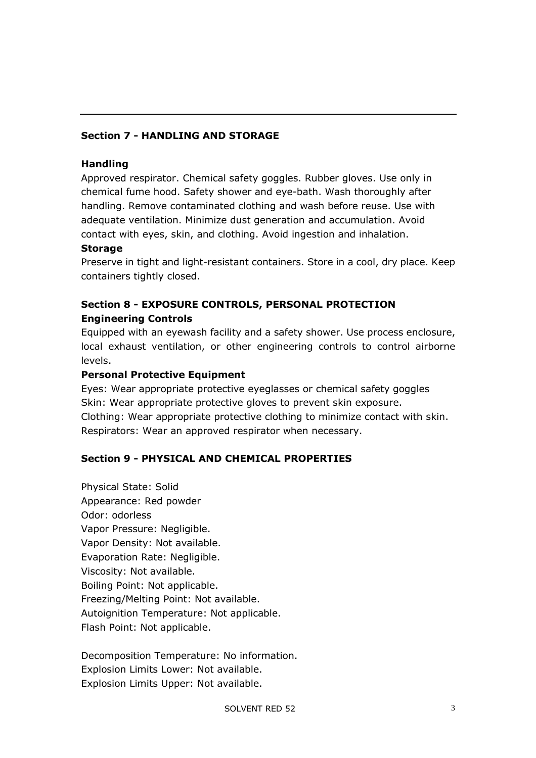## Section 7 - HANDLING AND STORAGE

**Handling**

Approved respirator. Chemical safety goggles. Rubber gloves. Use only in chemical fume hood. Safety shower and eye-bath. Wash thoroughly after handling. Remove contaminated clothing and wash before reuse. Use with adequate ventilation. Minimize dust generation and accumulation. Avoid contact with eyes, skin, and clothing. Avoid ingestion and inhalation.

**Storage**

Preserve in tight and light-resistant containers. Store in a cool, dry place. Keep containers tightly closed.

## Section 8 - EXPOSURE CONTROLS, PERSONAL PROTECTION

**Engineering Controls**

Equipped with an eyewash facility and a safety shower. Use process enclosure, local exhaust ventilation, or other engineering controls to control airborne levels.

**Personal Protective Equipment**

Eyes: Wear appropriate protective eyeglasses or chemical safety goggles
Skin: Wear appropriate protective gloves to prevent skin exposure.
Clothing: Wear appropriate protective clothing to minimize contact with skin.
Respirators: Wear an approved respirator when necessary.

## Section 9 - PHYSICAL AND CHEMICAL PROPERTIES

Physical State: Solid
Appearance: Red powder
Odor: odorless
Vapor Pressure: Negligible.
Vapor Density: Not available.
Evaporation Rate: Negligible.
Viscosity: Not available.
Boiling Point: Not applicable.
Freezing/Melting Point: Not available.
Autoignition Temperature: Not applicable.
Flash Point: Not applicable.

Decomposition Temperature: No information.
Explosion Limits Lower: Not available.
Explosion Limits Upper: Not available.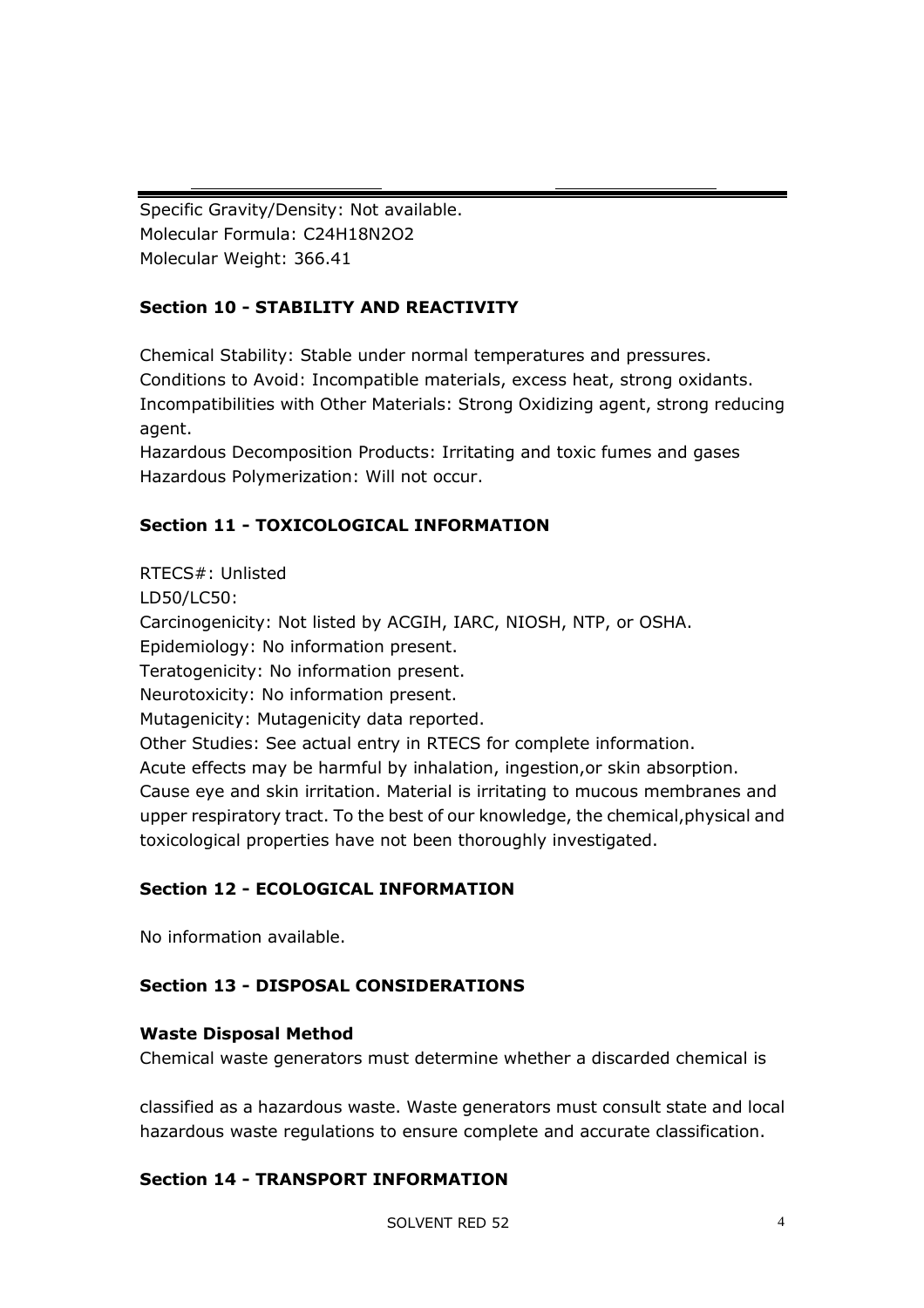Specific Gravity/Density: Not available.
Molecular Formula: $C_{24}H_{18}N_2O_2$
Molecular Weight: 366.41

## Section 10 - STABILITY AND REACTIVITY

Chemical Stability: Stable under normal temperatures and pressures.
Conditions to Avoid: Incompatible materials, excess heat, strong oxidants.
Incompatibilities with Other Materials: Strong Oxidizing agent, strong reducing agent.
Hazardous Decomposition Products: Irritating and toxic fumes and gases
Hazardous Polymerization: Will not occur.

## Section 11 - TOXICOLOGICAL INFORMATION

RTECS#: Unlisted
LD50/LC50:
Carcinogenicity: Not listed by ACGIH, IARC, NIOSH, NTP, or OSHA.
Epidemiology: No information present.
Teratogenicity: No information present.
Neurotoxicity: No information present.
Mutagenicity: Mutagenicity data reported.
Other Studies: See actual entry in RTECS for complete information.
Acute effects may be harmful by inhalation, ingestion,or skin absorption. Cause eye and skin irritation. Material is irritating to mucous membranes and upper respiratory tract. To the best of our knowledge, the chemical,physical and toxicological properties have not been thoroughly investigated.

## Section 12 - ECOLOGICAL INFORMATION

No information available.

## Section 13 - DISPOSAL CONSIDERATIONS

**Waste Disposal Method**

Chemical waste generators must determine whether a discarded chemical is classified as a hazardous waste. Waste generators must consult state and local hazardous waste regulations to ensure complete and accurate classification.

## Section 14 - TRANSPORT INFORMATION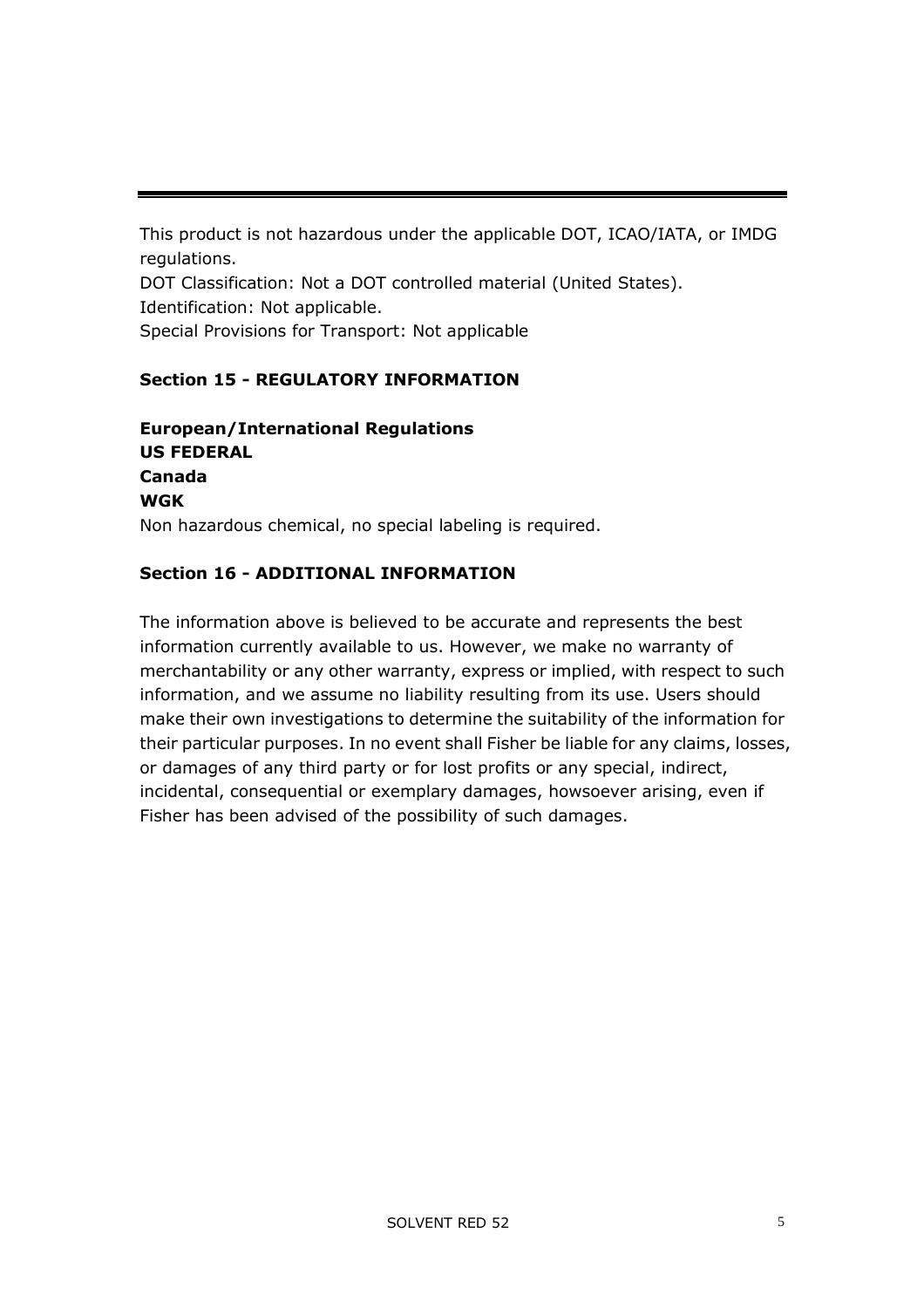This product is not hazardous under the applicable DOT, ICAO/IATA, or IMDG regulations.
DOT Classification: Not a DOT controlled material (United States).
Identification: Not applicable.
Special Provisions for Transport: Not applicable

## Section 15 - REGULATORY INFORMATION

**European/International Regulations**
**US FEDERAL**
**Canada**
**WGK**
Non hazardous chemical, no special labeling is required.

## Section 16 - ADDITIONAL INFORMATION

The information above is believed to be accurate and represents the best information currently available to us. However, we make no warranty of merchantability or any other warranty, express or implied, with respect to such information, and we assume no liability resulting from its use. Users should make their own investigations to determine the suitability of the information for their particular purposes. In no event shall Fisher be liable for any claims, losses, or damages of any third party or for lost profits or any special, indirect, incidental, consequential or exemplary damages, howsoever arising, even if Fisher has been advised of the possibility of such damages.